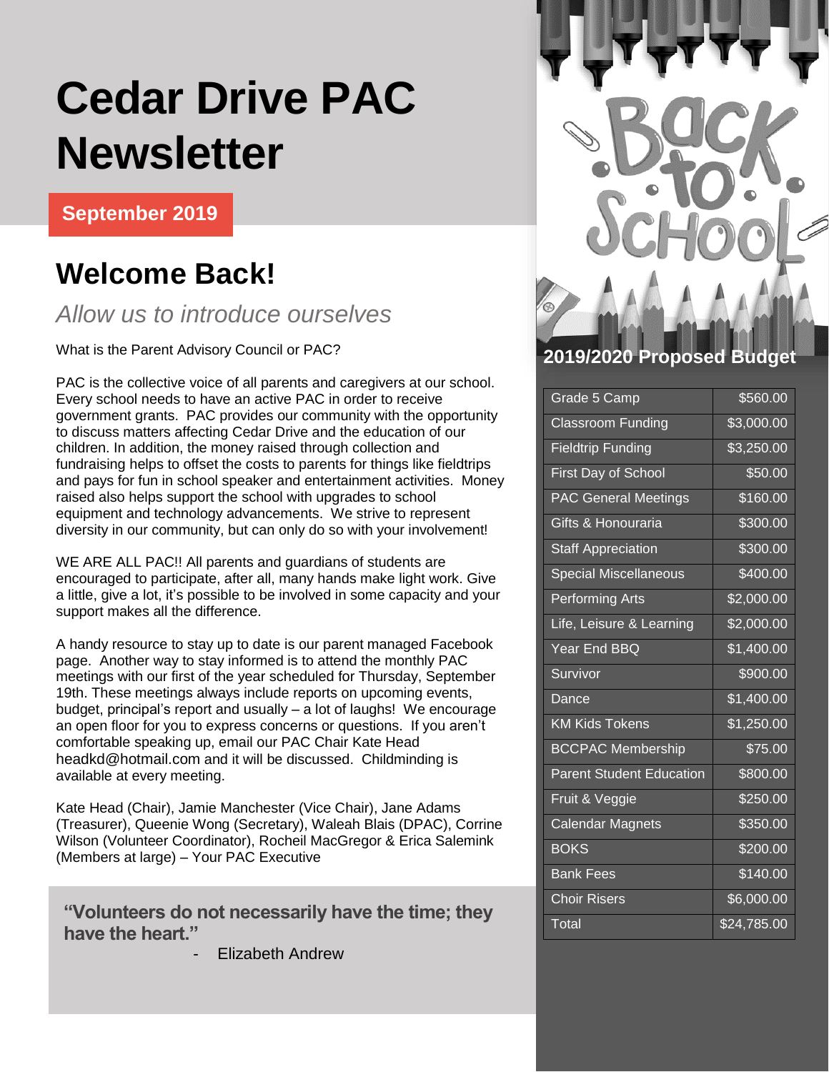# Cedar Drive PAC Newsletter

**September 2019**

## Welcome Back!

*Allow us to introduce ourselves*

What is the Parent Advisory Council or PAC?

PAC is the collective voice of all parents and caregivers at our school. Every school needs to have an active PAC in order to receive government grants. PAC provides our community with the opportunity to discuss matters affecting Cedar Drive and the education of our children. In addition, the money raised through collection and fundraising helps to offset the costs to parents for things like fieldtrips and pays for fun in school speaker and entertainment activities. Money raised also helps support the school with upgrades to school equipment and technology advancements. We strive to represent diversity in our community, but can only do so with your involvement!

WE ARE ALL PAC!! All parents and guardians of students are encouraged to participate, after all, many hands make light work. Give a little, give a lot, it's possible to be involved in some capacity and your support makes all the difference.

A handy resource to stay up to date is our parent managed Facebook page. Another way to stay informed is to attend the monthly PAC meetings with our first of the year scheduled for Thursday, September 19th. These meetings always include reports on upcoming events, budget, principal's report and usually – a lot of laughs! We encourage an open floor for you to express concerns or questions. If you aren't comfortable speaking up, email our PAC Chair Kate Head headkd@hotmail.com and it will be discussed. Childminding is available at every meeting.

Kate Head (Chair), Jamie Manchester (Vice Chair), Jane Adams (Treasurer), Queenie Wong (Secretary), Waleah Blais (DPAC), Corrine Wilson (Volunteer Coordinator), Rocheil MacGregor & Erica Salemink (Members at large) – Your PAC Executive

> **"Volunteers do not necessarily have the time; they have the heart."**
>
> - Elizabeth Andrew

## 2019/2020 Proposed Budget

| Item | Amount |
| --- | --- |
| Grade 5 Camp | $560.00 |
| Classroom Funding | $3,000.00 |
| Fieldtrip Funding | $3,250.00 |
| First Day of School | $50.00 |
| PAC General Meetings | $160.00 |
| Gifts & Honouraria | $300.00 |
| Staff Appreciation | $300.00 |
| Special Miscellaneous | $400.00 |
| Performing Arts | $2,000.00 |
| Life, Leisure & Learning | $2,000.00 |
| Year End BBQ | $1,400.00 |
| Survivor | $900.00 |
| Dance | $1,400.00 |
| KM Kids Tokens | $1,250.00 |
| BCCPAC Membership | $75.00 |
| Parent Student Education | $800.00 |
| Fruit & Veggie | $250.00 |
| Calendar Magnets | $350.00 |
| BOKS | $200.00 |
| Bank Fees | $140.00 |
| Choir Risers | $6,000.00 |
| Total | $24,785.00 |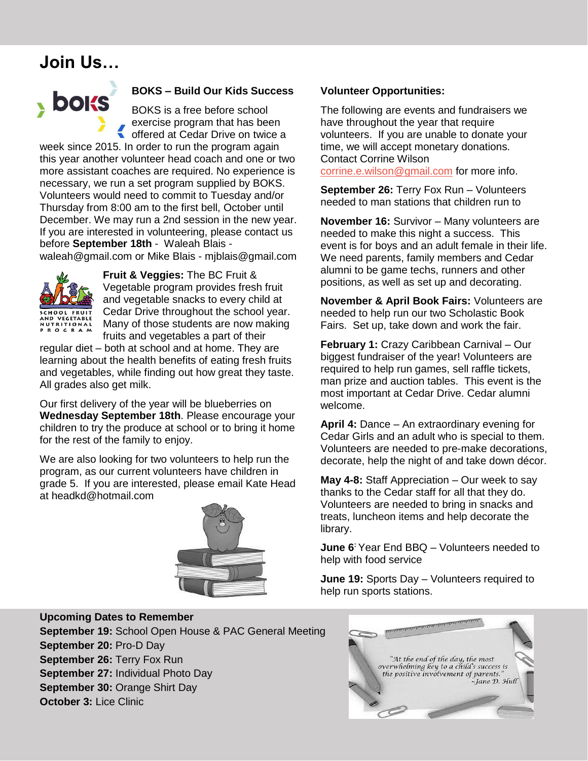# Join Us…

### BOKS – Build Our Kids Success

BOKS is a free before school exercise program that has been offered at Cedar Drive on twice a week since 2015. In order to run the program again this year another volunteer head coach and one or two more assistant coaches are required. No experience is necessary, we run a set program supplied by BOKS. Volunteers would need to commit to Tuesday and/or Thursday from 8:00 am to the first bell, October until December. We may run a 2nd session in the new year. If you are interested in volunteering, please contact us before **September 18th** - Waleah Blais - waleah@gmail.com or Mike Blais - mjblais@gmail.com

**Fruit & Veggies:** The BC Fruit & Vegetable program provides fresh fruit and vegetable snacks to every child at Cedar Drive throughout the school year. Many of those students are now making fruits and vegetables a part of their regular diet – both at school and at home. They are learning about the health benefits of eating fresh fruits and vegetables, while finding out how great they taste. All grades also get milk.

Our first delivery of the year will be blueberries on **Wednesday September 18th**. Please encourage your children to try the produce at school or to bring it home for the rest of the family to enjoy.

We are also looking for two volunteers to help run the program, as our current volunteers have children in grade 5. If you are interested, please email Kate Head at headkd@hotmail.com

### Volunteer Opportunities:

The following are events and fundraisers we have throughout the year that require volunteers. If you are unable to donate your time, we will accept monetary donations. Contact Corrine Wilson corrine.e.wilson@gmail.com for more info.

**September 26:** Terry Fox Run – Volunteers needed to man stations that children run to

**November 16:** Survivor – Many volunteers are needed to make this night a success. This event is for boys and an adult female in their life. We need parents, family members and Cedar alumni to be game techs, runners and other positions, as well as set up and decorating.

**November & April Book Fairs:** Volunteers are needed to help run our two Scholastic Book Fairs. Set up, take down and work the fair.

**February 1:** Crazy Caribbean Carnival – Our biggest fundraiser of the year! Volunteers are required to help run games, sell raffle tickets, man prize and auction tables. This event is the most important at Cedar Drive. Cedar alumni welcome.

**April 4:** Dance – An extraordinary evening for Cedar Girls and an adult who is special to them. Volunteers are needed to pre-make decorations, decorate, help the night of and take down décor.

**May 4-8:** Staff Appreciation – Our week to say thanks to the Cedar staff for all that they do. Volunteers are needed to bring in snacks and treats, luncheon items and help decorate the library.

**June 6:** Year End BBQ – Volunteers needed to help with food service

**June 19:** Sports Day – Volunteers required to help run sports stations.

**Upcoming Dates to Remember**

**September 19:** School Open House & PAC General Meeting
**September 20:** Pro-D Day
**September 26:** Terry Fox Run
**September 27:** Individual Photo Day
**September 30:** Orange Shirt Day
**October 3:** Lice Clinic

*"At the end of the day, the most overwhelming key to a child's success is the positive involvement of parents."*
*~Jane D. Hull*